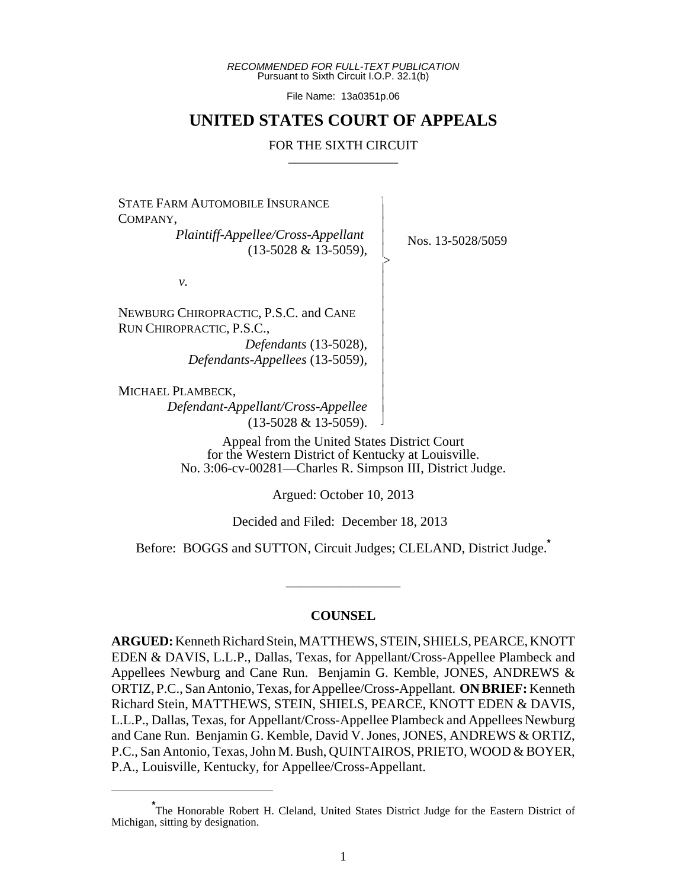*RECOMMENDED FOR FULL-TEXT PUBLICATION*
Pursuant to Sixth Circuit I.O.P. 32.1(b)

File Name: 13a0351p.06

# UNITED STATES COURT OF APPEALS

FOR THE SIXTH CIRCUIT

---

STATE FARM AUTOMOBILE INSURANCE COMPANY,
*Plaintiff-Appellee/Cross-Appellant* (13-5028 & 13-5059),

*v.*

NEWBURG CHIROPRACTIC, P.S.C. and CANE RUN CHIROPRACTIC, P.S.C.,
*Defendants* (13-5028),
*Defendants-Appellees* (13-5059),

MICHAEL PLAMBECK,
*Defendant-Appellant/Cross-Appellee* (13-5028 & 13-5059).

Nos. 13-5028/5059

Appeal from the United States District Court
for the Western District of Kentucky at Louisville.
No. 3:06-cv-00281—Charles R. Simpson III, District Judge.

Argued: October 10, 2013

Decided and Filed: December 18, 2013

Before: BOGGS and SUTTON, Circuit Judges; CLELAND, District Judge.*

---

## COUNSEL

**ARGUED:** Kenneth Richard Stein, MATTHEWS, STEIN, SHIELS, PEARCE, KNOTT EDEN & DAVIS, L.L.P., Dallas, Texas, for Appellant/Cross-Appellee Plambeck and Appellees Newburg and Cane Run. Benjamin G. Kemble, JONES, ANDREWS & ORTIZ, P.C., San Antonio, Texas, for Appellee/Cross-Appellant. **ON BRIEF:** Kenneth Richard Stein, MATTHEWS, STEIN, SHIELS, PEARCE, KNOTT EDEN & DAVIS, L.L.P., Dallas, Texas, for Appellant/Cross-Appellee Plambeck and Appellees Newburg and Cane Run. Benjamin G. Kemble, David V. Jones, JONES, ANDREWS & ORTIZ, P.C., San Antonio, Texas, John M. Bush, QUINTAIROS, PRIETO, WOOD & BOYER, P.A., Louisville, Kentucky, for Appellee/Cross-Appellant.

---

*The Honorable Robert H. Cleland, United States District Judge for the Eastern District of Michigan, sitting by designation.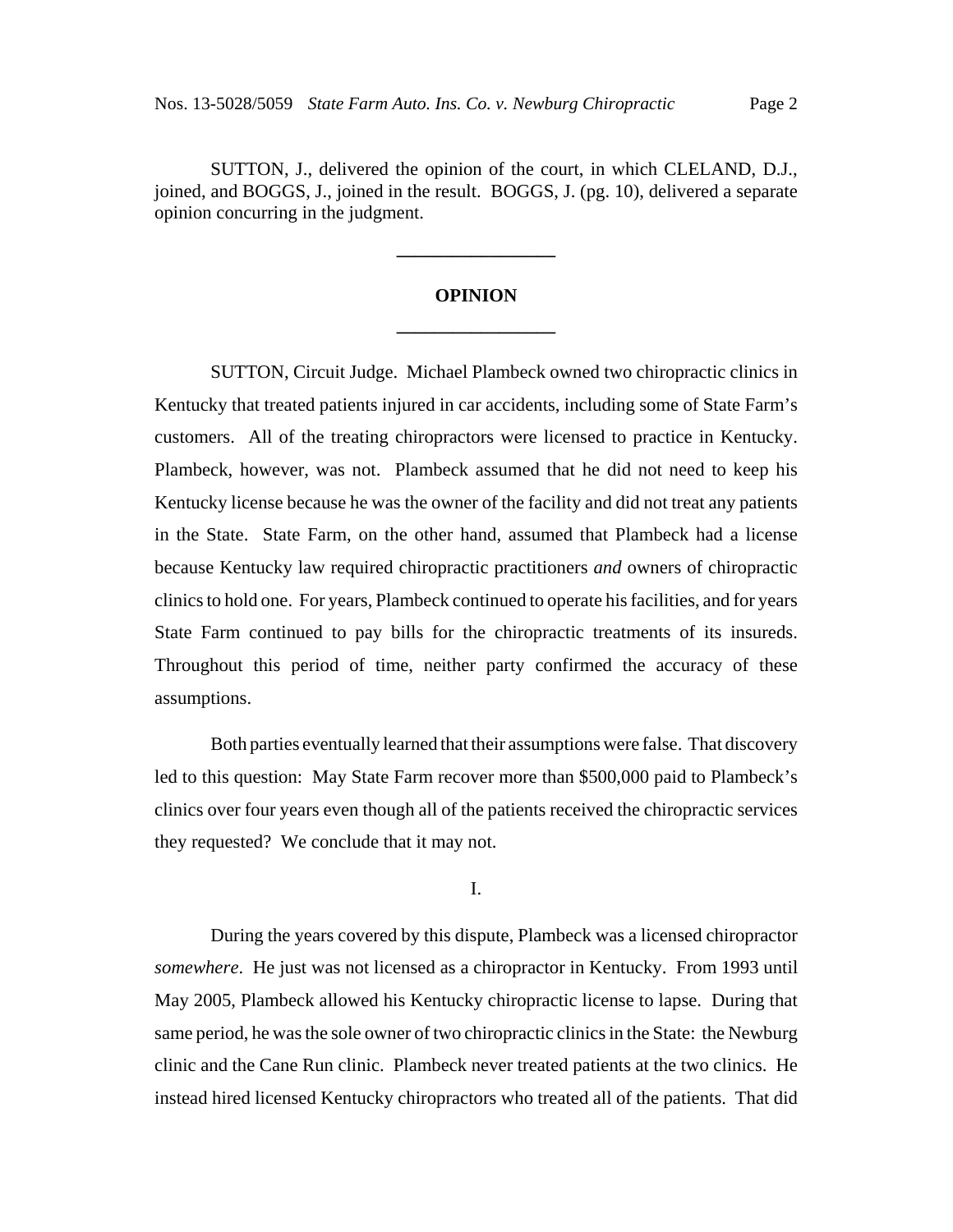SUTTON, J., delivered the opinion of the court, in which CLELAND, D.J., joined, and BOGGS, J., joined in the result. BOGGS, J. (pg. 10), delivered a separate opinion concurring in the judgment.

---

## OPINION

---

SUTTON, Circuit Judge. Michael Plambeck owned two chiropractic clinics in Kentucky that treated patients injured in car accidents, including some of State Farm's customers. All of the treating chiropractors were licensed to practice in Kentucky. Plambeck, however, was not. Plambeck assumed that he did not need to keep his Kentucky license because he was the owner of the facility and did not treat any patients in the State. State Farm, on the other hand, assumed that Plambeck had a license because Kentucky law required chiropractic practitioners *and* owners of chiropractic clinics to hold one. For years, Plambeck continued to operate his facilities, and for years State Farm continued to pay bills for the chiropractic treatments of its insureds. Throughout this period of time, neither party confirmed the accuracy of these assumptions.

Both parties eventually learned that their assumptions were false. That discovery led to this question: May State Farm recover more than $500,000 paid to Plambeck's clinics over four years even though all of the patients received the chiropractic services they requested? We conclude that it may not.

### I.

During the years covered by this dispute, Plambeck was a licensed chiropractor *somewhere*. He just was not licensed as a chiropractor in Kentucky. From 1993 until May 2005, Plambeck allowed his Kentucky chiropractic license to lapse. During that same period, he was the sole owner of two chiropractic clinics in the State: the Newburg clinic and the Cane Run clinic. Plambeck never treated patients at the two clinics. He instead hired licensed Kentucky chiropractors who treated all of the patients. That did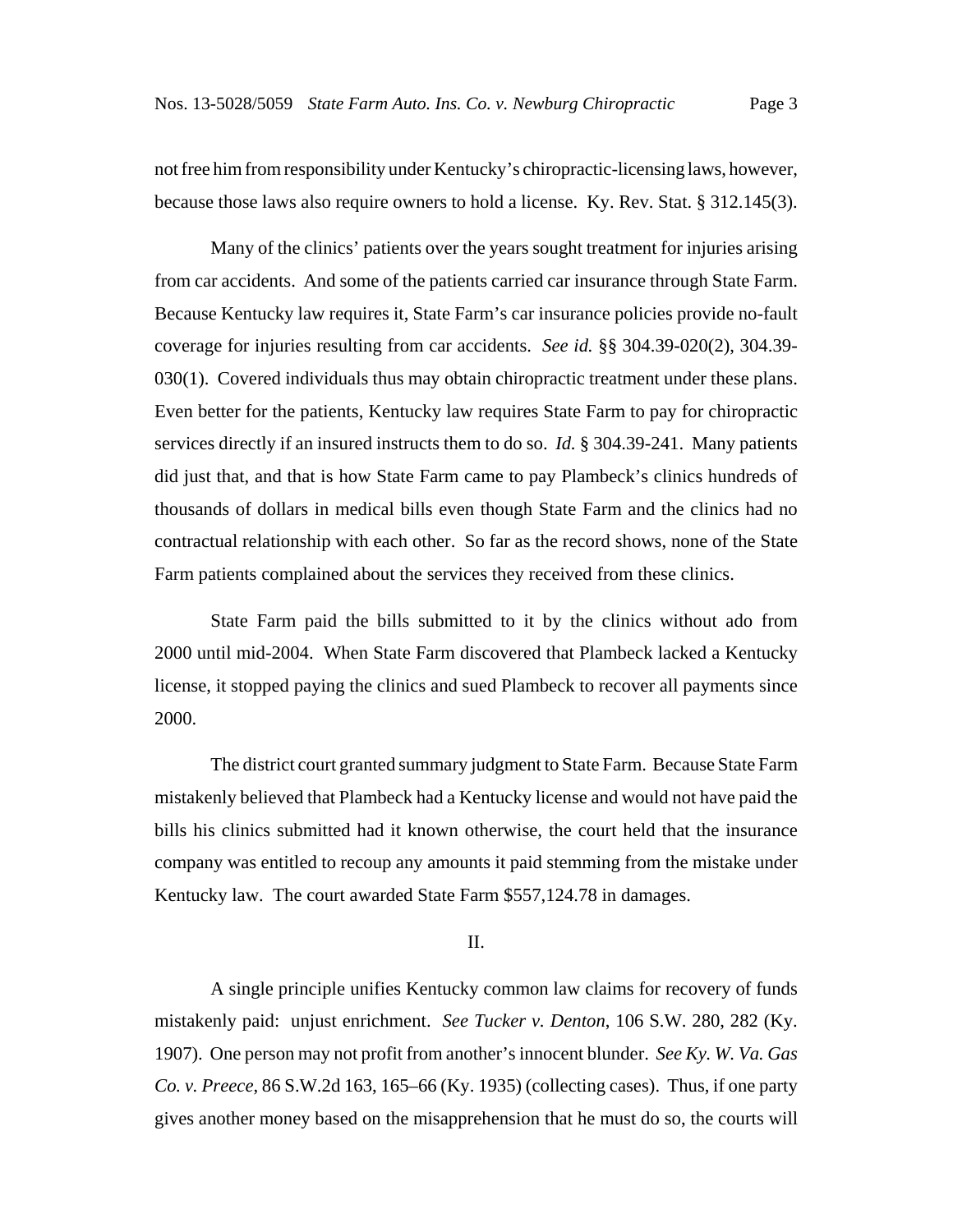not free him from responsibility under Kentucky's chiropractic-licensing laws, however, because those laws also require owners to hold a license. Ky. Rev. Stat. § 312.145(3).

Many of the clinics' patients over the years sought treatment for injuries arising from car accidents. And some of the patients carried car insurance through State Farm. Because Kentucky law requires it, State Farm's car insurance policies provide no-fault coverage for injuries resulting from car accidents. *See id.* §§ 304.39-020(2), 304.39-030(1). Covered individuals thus may obtain chiropractic treatment under these plans. Even better for the patients, Kentucky law requires State Farm to pay for chiropractic services directly if an insured instructs them to do so. *Id.* § 304.39-241. Many patients did just that, and that is how State Farm came to pay Plambeck's clinics hundreds of thousands of dollars in medical bills even though State Farm and the clinics had no contractual relationship with each other. So far as the record shows, none of the State Farm patients complained about the services they received from these clinics.

State Farm paid the bills submitted to it by the clinics without ado from 2000 until mid-2004. When State Farm discovered that Plambeck lacked a Kentucky license, it stopped paying the clinics and sued Plambeck to recover all payments since 2000.

The district court granted summary judgment to State Farm. Because State Farm mistakenly believed that Plambeck had a Kentucky license and would not have paid the bills his clinics submitted had it known otherwise, the court held that the insurance company was entitled to recoup any amounts it paid stemming from the mistake under Kentucky law. The court awarded State Farm $557,124.78 in damages.

## II.

A single principle unifies Kentucky common law claims for recovery of funds mistakenly paid: unjust enrichment. *See Tucker v. Denton*, 106 S.W. 280, 282 (Ky. 1907). One person may not profit from another's innocent blunder. *See Ky. W. Va. Gas Co. v. Preece*, 86 S.W.2d 163, 165–66 (Ky. 1935) (collecting cases). Thus, if one party gives another money based on the misapprehension that he must do so, the courts will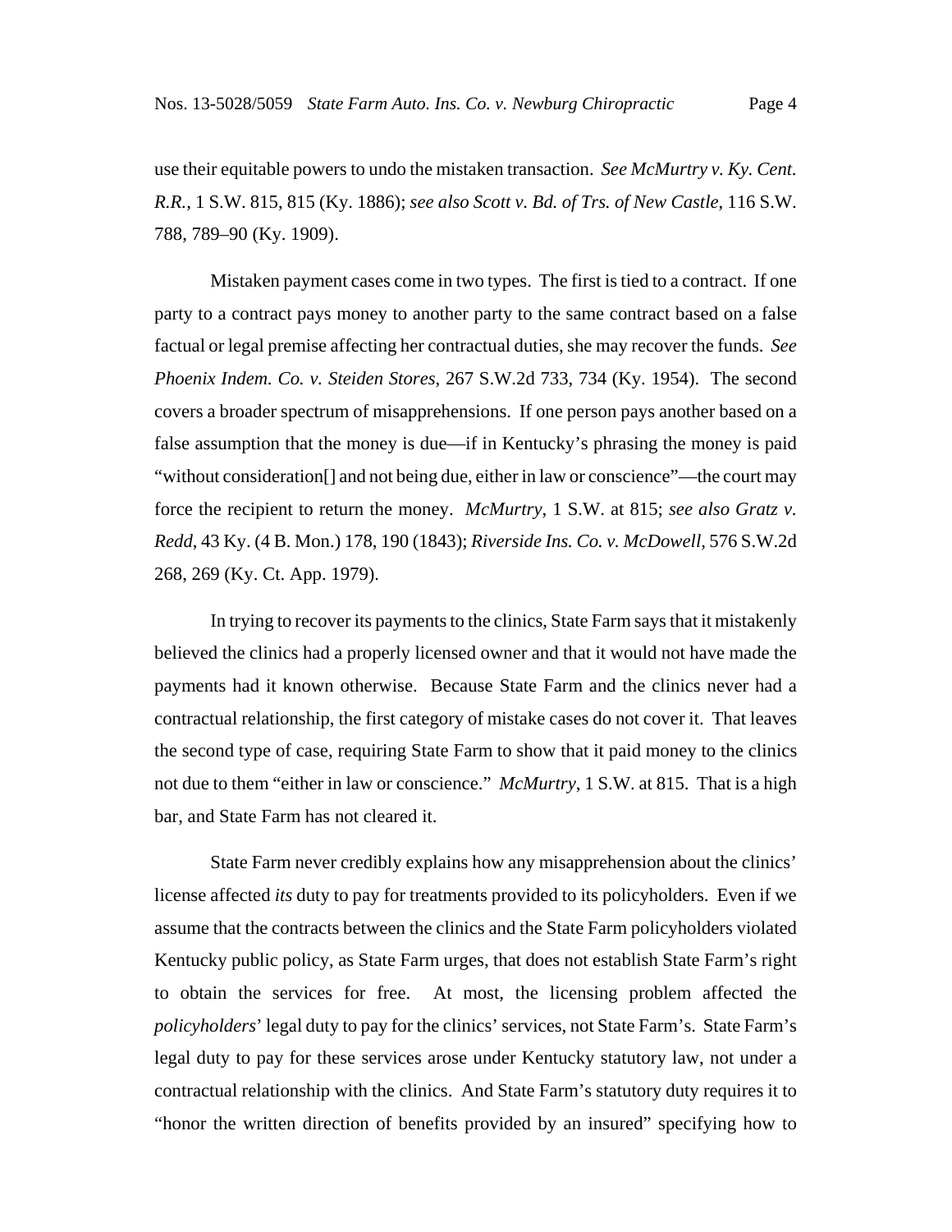use their equitable powers to undo the mistaken transaction. *See McMurtry v. Ky. Cent. R.R.*, 1 S.W. 815, 815 (Ky. 1886); *see also Scott v. Bd. of Trs. of New Castle*, 116 S.W. 788, 789–90 (Ky. 1909).

Mistaken payment cases come in two types. The first is tied to a contract. If one party to a contract pays money to another party to the same contract based on a false factual or legal premise affecting her contractual duties, she may recover the funds. *See Phoenix Indem. Co. v. Steiden Stores*, 267 S.W.2d 733, 734 (Ky. 1954). The second covers a broader spectrum of misapprehensions. If one person pays another based on a false assumption that the money is due—if in Kentucky's phrasing the money is paid "without consideration[] and not being due, either in law or conscience"—the court may force the recipient to return the money. *McMurtry*, 1 S.W. at 815; *see also Gratz v. Redd*, 43 Ky. (4 B. Mon.) 178, 190 (1843); *Riverside Ins. Co. v. McDowell*, 576 S.W.2d 268, 269 (Ky. Ct. App. 1979).

In trying to recover its payments to the clinics, State Farm says that it mistakenly believed the clinics had a properly licensed owner and that it would not have made the payments had it known otherwise. Because State Farm and the clinics never had a contractual relationship, the first category of mistake cases do not cover it. That leaves the second type of case, requiring State Farm to show that it paid money to the clinics not due to them "either in law or conscience." *McMurtry*, 1 S.W. at 815. That is a high bar, and State Farm has not cleared it.

State Farm never credibly explains how any misapprehension about the clinics' license affected *its* duty to pay for treatments provided to its policyholders. Even if we assume that the contracts between the clinics and the State Farm policyholders violated Kentucky public policy, as State Farm urges, that does not establish State Farm's right to obtain the services for free. At most, the licensing problem affected the *policyholders*' legal duty to pay for the clinics' services, not State Farm's. State Farm's legal duty to pay for these services arose under Kentucky statutory law, not under a contractual relationship with the clinics. And State Farm's statutory duty requires it to "honor the written direction of benefits provided by an insured" specifying how to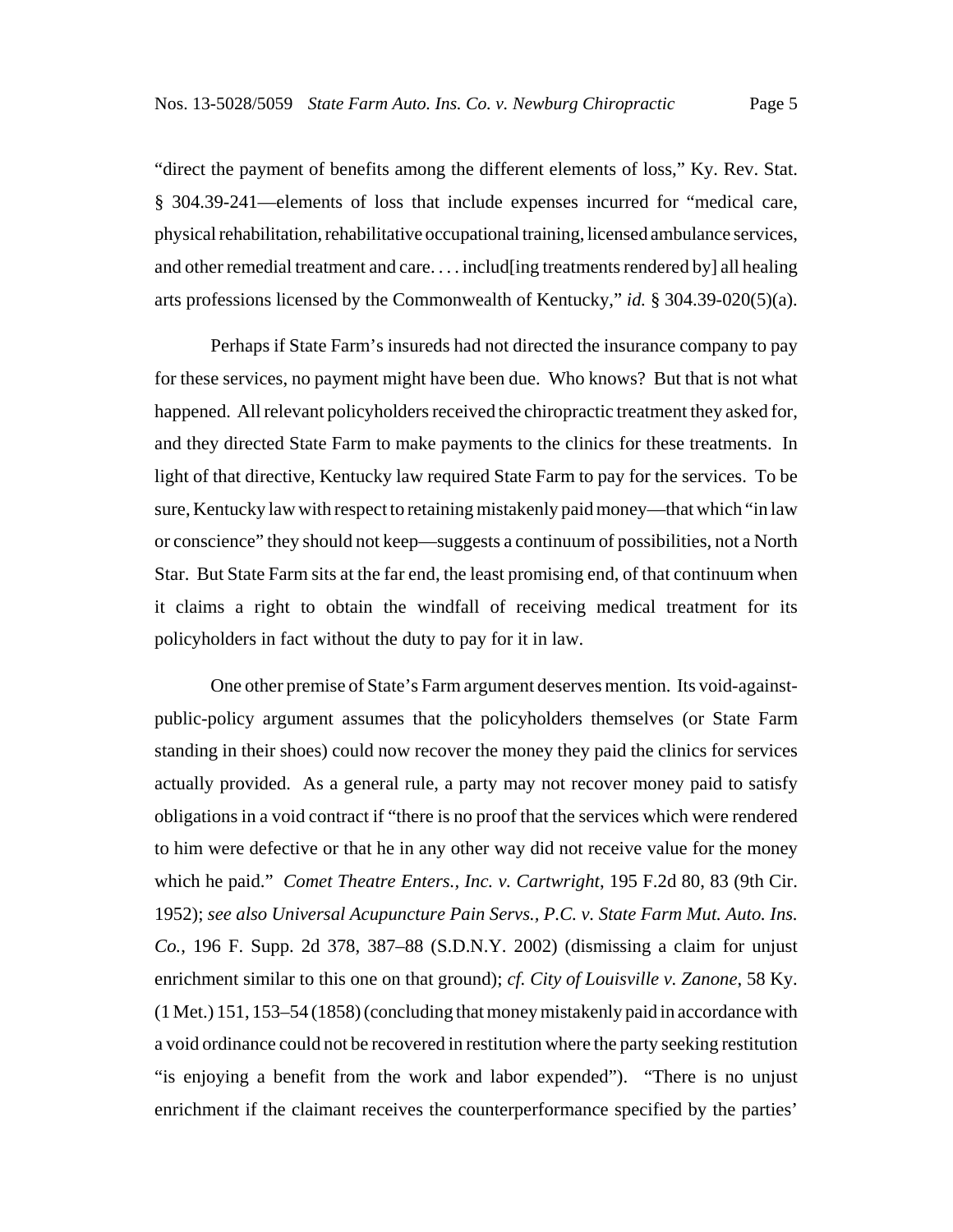"direct the payment of benefits among the different elements of loss," Ky. Rev. Stat. § 304.39-241—elements of loss that include expenses incurred for "medical care, physical rehabilitation, rehabilitative occupational training, licensed ambulance services, and other remedial treatment and care. . . . includ[ing treatments rendered by] all healing arts professions licensed by the Commonwealth of Kentucky," *id.* § 304.39-020(5)(a).

Perhaps if State Farm's insureds had not directed the insurance company to pay for these services, no payment might have been due. Who knows? But that is not what happened. All relevant policyholders received the chiropractic treatment they asked for, and they directed State Farm to make payments to the clinics for these treatments. In light of that directive, Kentucky law required State Farm to pay for the services. To be sure, Kentucky law with respect to retaining mistakenly paid money—that which "in law or conscience" they should not keep—suggests a continuum of possibilities, not a North Star. But State Farm sits at the far end, the least promising end, of that continuum when it claims a right to obtain the windfall of receiving medical treatment for its policyholders in fact without the duty to pay for it in law.

One other premise of State's Farm argument deserves mention. Its void-against-public-policy argument assumes that the policyholders themselves (or State Farm standing in their shoes) could now recover the money they paid the clinics for services actually provided. As a general rule, a party may not recover money paid to satisfy obligations in a void contract if "there is no proof that the services which were rendered to him were defective or that he in any other way did not receive value for the money which he paid." *Comet Theatre Enters., Inc. v. Cartwright*, 195 F.2d 80, 83 (9th Cir. 1952); *see also Universal Acupuncture Pain Servs., P.C. v. State Farm Mut. Auto. Ins. Co.*, 196 F. Supp. 2d 378, 387–88 (S.D.N.Y. 2002) (dismissing a claim for unjust enrichment similar to this one on that ground); *cf. City of Louisville v. Zanone*, 58 Ky. (1 Met.) 151, 153–54 (1858) (concluding that money mistakenly paid in accordance with a void ordinance could not be recovered in restitution where the party seeking restitution "is enjoying a benefit from the work and labor expended"). "There is no unjust enrichment if the claimant receives the counterperformance specified by the parties'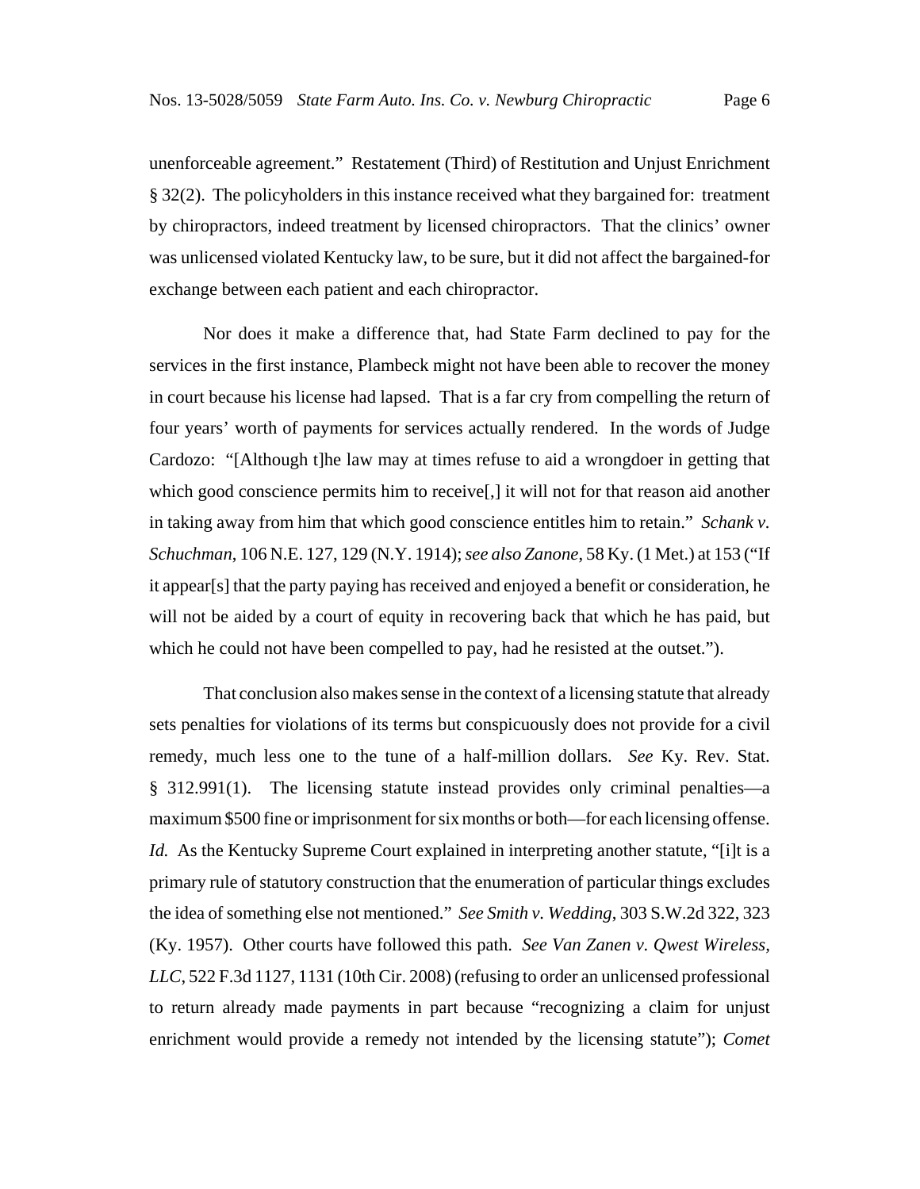unenforceable agreement." Restatement (Third) of Restitution and Unjust Enrichment § 32(2). The policyholders in this instance received what they bargained for: treatment by chiropractors, indeed treatment by licensed chiropractors. That the clinics' owner was unlicensed violated Kentucky law, to be sure, but it did not affect the bargained-for exchange between each patient and each chiropractor.

Nor does it make a difference that, had State Farm declined to pay for the services in the first instance, Plambeck might not have been able to recover the money in court because his license had lapsed. That is a far cry from compelling the return of four years' worth of payments for services actually rendered. In the words of Judge Cardozo: "[Although t]he law may at times refuse to aid a wrongdoer in getting that which good conscience permits him to receive[,] it will not for that reason aid another in taking away from him that which good conscience entitles him to retain." *Schank v. Schuchman*, 106 N.E. 127, 129 (N.Y. 1914); *see also Zanone*, 58 Ky. (1 Met.) at 153 ("If it appear[s] that the party paying has received and enjoyed a benefit or consideration, he will not be aided by a court of equity in recovering back that which he has paid, but which he could not have been compelled to pay, had he resisted at the outset.").

That conclusion also makes sense in the context of a licensing statute that already sets penalties for violations of its terms but conspicuously does not provide for a civil remedy, much less one to the tune of a half-million dollars. *See* Ky. Rev. Stat. § 312.991(1). The licensing statute instead provides only criminal penalties—a maximum $500 fine or imprisonment for six months or both—for each licensing offense. *Id.* As the Kentucky Supreme Court explained in interpreting another statute, "[i]t is a primary rule of statutory construction that the enumeration of particular things excludes the idea of something else not mentioned." *See Smith v. Wedding*, 303 S.W.2d 322, 323 (Ky. 1957). Other courts have followed this path. *See Van Zanen v. Qwest Wireless, LLC*, 522 F.3d 1127, 1131 (10th Cir. 2008) (refusing to order an unlicensed professional to return already made payments in part because "recognizing a claim for unjust enrichment would provide a remedy not intended by the licensing statute"); *Comet*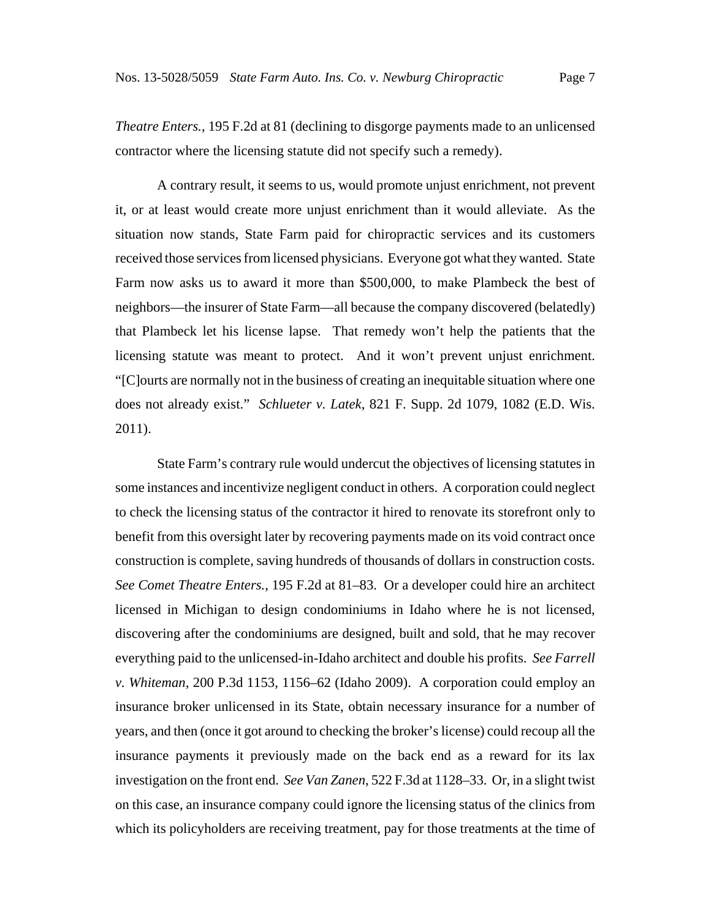*Theatre Enters.*, 195 F.2d at 81 (declining to disgorge payments made to an unlicensed contractor where the licensing statute did not specify such a remedy).

A contrary result, it seems to us, would promote unjust enrichment, not prevent it, or at least would create more unjust enrichment than it would alleviate. As the situation now stands, State Farm paid for chiropractic services and its customers received those services from licensed physicians. Everyone got what they wanted. State Farm now asks us to award it more than $500,000, to make Plambeck the best of neighbors—the insurer of State Farm—all because the company discovered (belatedly) that Plambeck let his license lapse. That remedy won't help the patients that the licensing statute was meant to protect. And it won't prevent unjust enrichment. "[C]ourts are normally not in the business of creating an inequitable situation where one does not already exist." *Schlueter v. Latek*, 821 F. Supp. 2d 1079, 1082 (E.D. Wis. 2011).

State Farm's contrary rule would undercut the objectives of licensing statutes in some instances and incentivize negligent conduct in others. A corporation could neglect to check the licensing status of the contractor it hired to renovate its storefront only to benefit from this oversight later by recovering payments made on its void contract once construction is complete, saving hundreds of thousands of dollars in construction costs. *See Comet Theatre Enters.*, 195 F.2d at 81–83. Or a developer could hire an architect licensed in Michigan to design condominiums in Idaho where he is not licensed, discovering after the condominiums are designed, built and sold, that he may recover everything paid to the unlicensed-in-Idaho architect and double his profits. *See Farrell v. Whiteman*, 200 P.3d 1153, 1156–62 (Idaho 2009). A corporation could employ an insurance broker unlicensed in its State, obtain necessary insurance for a number of years, and then (once it got around to checking the broker's license) could recoup all the insurance payments it previously made on the back end as a reward for its lax investigation on the front end. *See Van Zanen*, 522 F.3d at 1128–33. Or, in a slight twist on this case, an insurance company could ignore the licensing status of the clinics from which its policyholders are receiving treatment, pay for those treatments at the time of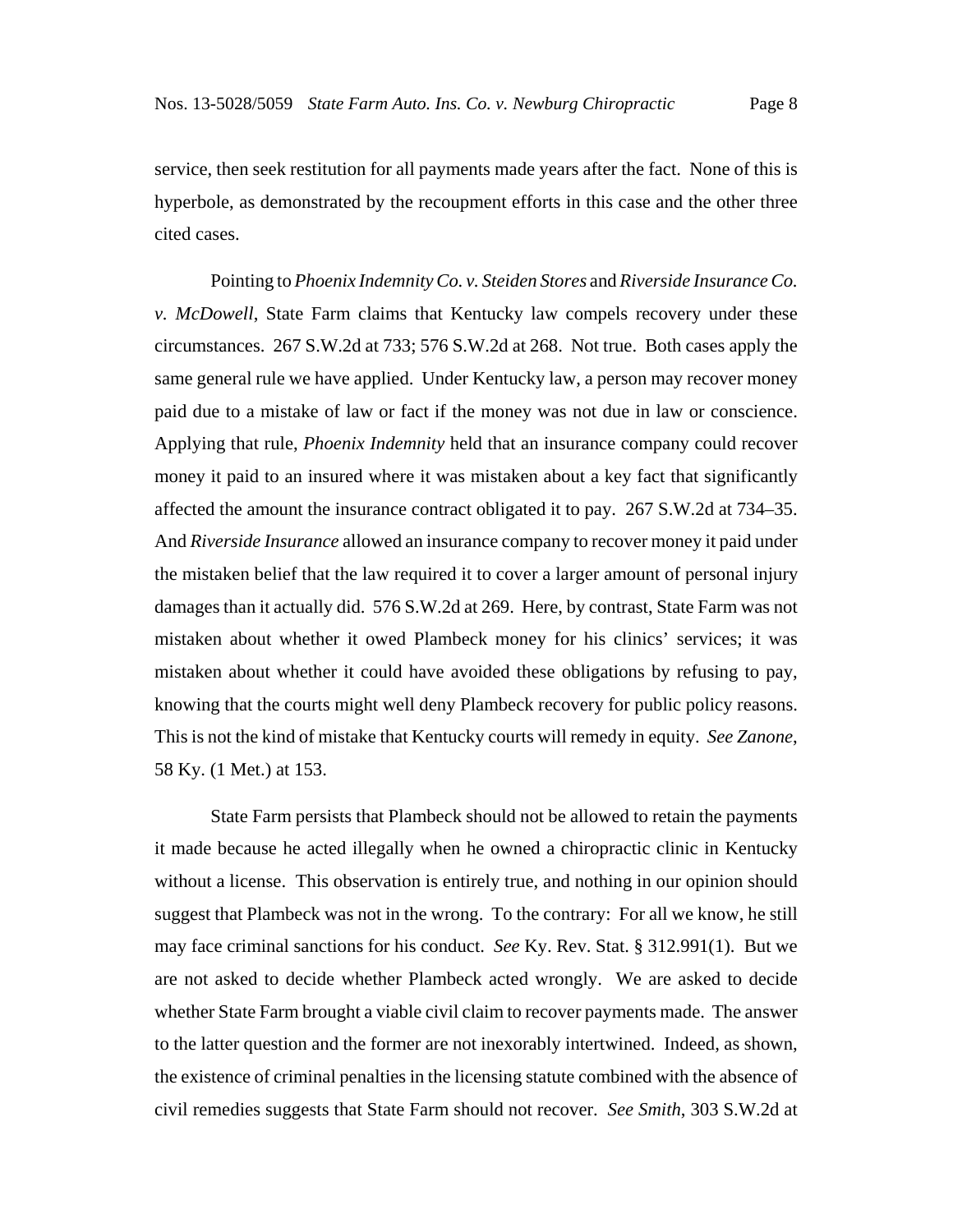service, then seek restitution for all payments made years after the fact. None of this is hyperbole, as demonstrated by the recoupment efforts in this case and the other three cited cases.

Pointing to *Phoenix Indemnity Co. v. Steiden Stores* and *Riverside Insurance Co. v. McDowell*, State Farm claims that Kentucky law compels recovery under these circumstances. 267 S.W.2d at 733; 576 S.W.2d at 268. Not true. Both cases apply the same general rule we have applied. Under Kentucky law, a person may recover money paid due to a mistake of law or fact if the money was not due in law or conscience. Applying that rule, *Phoenix Indemnity* held that an insurance company could recover money it paid to an insured where it was mistaken about a key fact that significantly affected the amount the insurance contract obligated it to pay. 267 S.W.2d at 734–35. And *Riverside Insurance* allowed an insurance company to recover money it paid under the mistaken belief that the law required it to cover a larger amount of personal injury damages than it actually did. 576 S.W.2d at 269. Here, by contrast, State Farm was not mistaken about whether it owed Plambeck money for his clinics' services; it was mistaken about whether it could have avoided these obligations by refusing to pay, knowing that the courts might well deny Plambeck recovery for public policy reasons. This is not the kind of mistake that Kentucky courts will remedy in equity. *See Zanone*, 58 Ky. (1 Met.) at 153.

State Farm persists that Plambeck should not be allowed to retain the payments it made because he acted illegally when he owned a chiropractic clinic in Kentucky without a license. This observation is entirely true, and nothing in our opinion should suggest that Plambeck was not in the wrong. To the contrary: For all we know, he still may face criminal sanctions for his conduct. *See* Ky. Rev. Stat. § 312.991(1). But we are not asked to decide whether Plambeck acted wrongly. We are asked to decide whether State Farm brought a viable civil claim to recover payments made. The answer to the latter question and the former are not inexorably intertwined. Indeed, as shown, the existence of criminal penalties in the licensing statute combined with the absence of civil remedies suggests that State Farm should not recover. *See Smith*, 303 S.W.2d at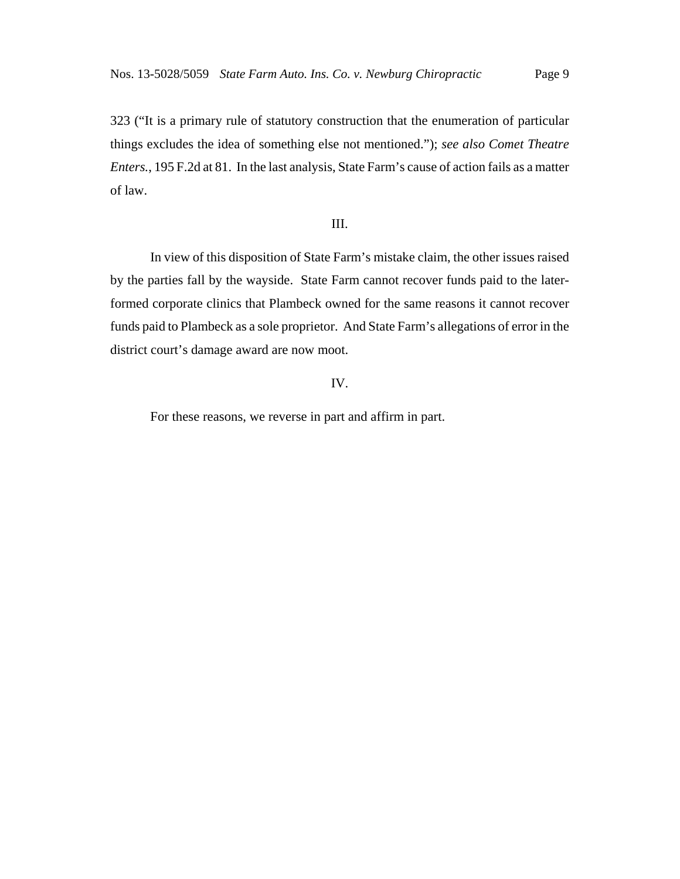323 ("It is a primary rule of statutory construction that the enumeration of particular things excludes the idea of something else not mentioned."); *see also Comet Theatre Enters.*, 195 F.2d at 81. In the last analysis, State Farm's cause of action fails as a matter of law.

III.

In view of this disposition of State Farm's mistake claim, the other issues raised by the parties fall by the wayside. State Farm cannot recover funds paid to the later-formed corporate clinics that Plambeck owned for the same reasons it cannot recover funds paid to Plambeck as a sole proprietor. And State Farm's allegations of error in the district court's damage award are now moot.

IV.

For these reasons, we reverse in part and affirm in part.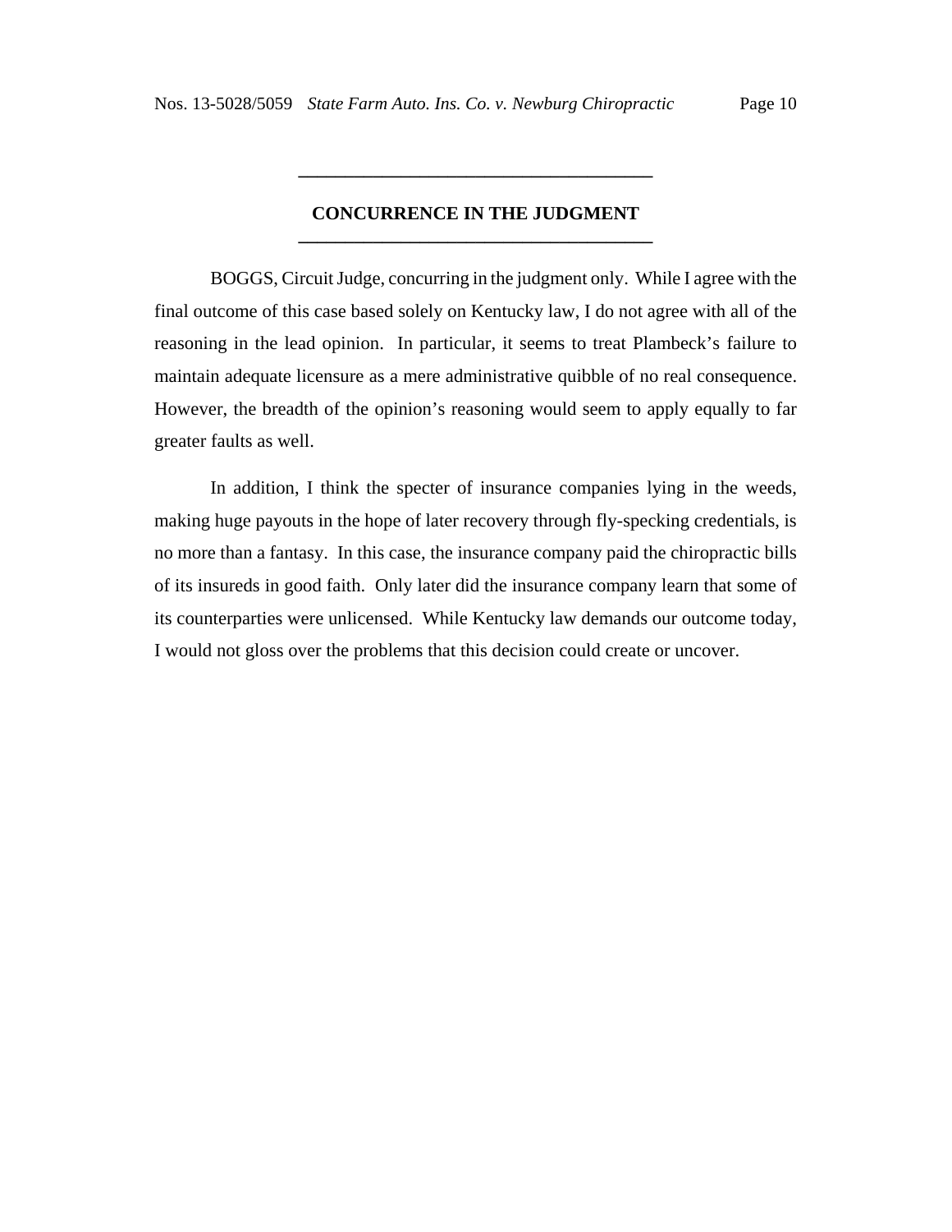## CONCURRENCE IN THE JUDGMENT

BOGGS, Circuit Judge, concurring in the judgment only. While I agree with the final outcome of this case based solely on Kentucky law, I do not agree with all of the reasoning in the lead opinion. In particular, it seems to treat Plambeck's failure to maintain adequate licensure as a mere administrative quibble of no real consequence. However, the breadth of the opinion's reasoning would seem to apply equally to far greater faults as well.

In addition, I think the specter of insurance companies lying in the weeds, making huge payouts in the hope of later recovery through fly-specking credentials, is no more than a fantasy. In this case, the insurance company paid the chiropractic bills of its insureds in good faith. Only later did the insurance company learn that some of its counterparties were unlicensed. While Kentucky law demands our outcome today, I would not gloss over the problems that this decision could create or uncover.